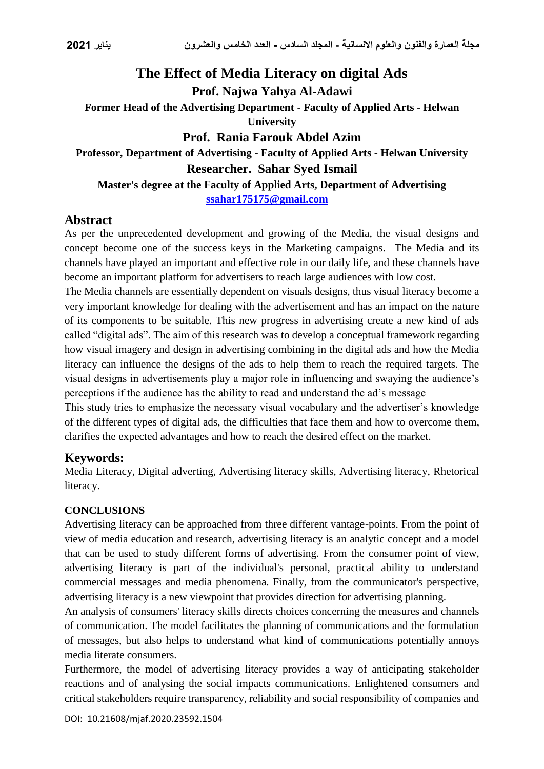# The Effect of Media Literacy on digital Ads

**Prof. Najwa Yahya Al-Adawi**

**Former Head of the Advertising Department - Faculty of Applied Arts - Helwan University**

**Prof. Rania Farouk Abdel Azim**

**Professor, Department of Advertising - Faculty of Applied Arts - Helwan University**

**Researcher. Sahar Syed Ismail**

**Master's degree at the Faculty of Applied Arts, Department of Advertising**

**ssahar175175@gmail.com**

## Abstract

As per the unprecedented development and growing of the Media, the visual designs and concept become one of the success keys in the Marketing campaigns. The Media and its channels have played an important and effective role in our daily life, and these channels have become an important platform for advertisers to reach large audiences with low cost.

The Media channels are essentially dependent on visuals designs, thus visual literacy become a very important knowledge for dealing with the advertisement and has an impact on the nature of its components to be suitable. This new progress in advertising create a new kind of ads called "digital ads". The aim of this research was to develop a conceptual framework regarding how visual imagery and design in advertising combining in the digital ads and how the Media literacy can influence the designs of the ads to help them to reach the required targets. The visual designs in advertisements play a major role in influencing and swaying the audience's perceptions if the audience has the ability to read and understand the ad's message

This study tries to emphasize the necessary visual vocabulary and the advertiser's knowledge of the different types of digital ads, the difficulties that face them and how to overcome them, clarifies the expected advantages and how to reach the desired effect on the market.

## Keywords:

Media Literacy, Digital adverting, Advertising literacy skills, Advertising literacy, Rhetorical literacy.

### CONCLUSIONS

Advertising literacy can be approached from three different vantage-points. From the point of view of media education and research, advertising literacy is an analytic concept and a model that can be used to study different forms of advertising. From the consumer point of view, advertising literacy is part of the individual's personal, practical ability to understand commercial messages and media phenomena. Finally, from the communicator's perspective, advertising literacy is a new viewpoint that provides direction for advertising planning.

An analysis of consumers' literacy skills directs choices concerning the measures and channels of communication. The model facilitates the planning of communications and the formulation of messages, but also helps to understand what kind of communications potentially annoys media literate consumers.

Furthermore, the model of advertising literacy provides a way of anticipating stakeholder reactions and of analysing the social impacts communications. Enlightened consumers and critical stakeholders require transparency, reliability and social responsibility of companies and

DOI: 10.21608/mjaf.2020.23592.1504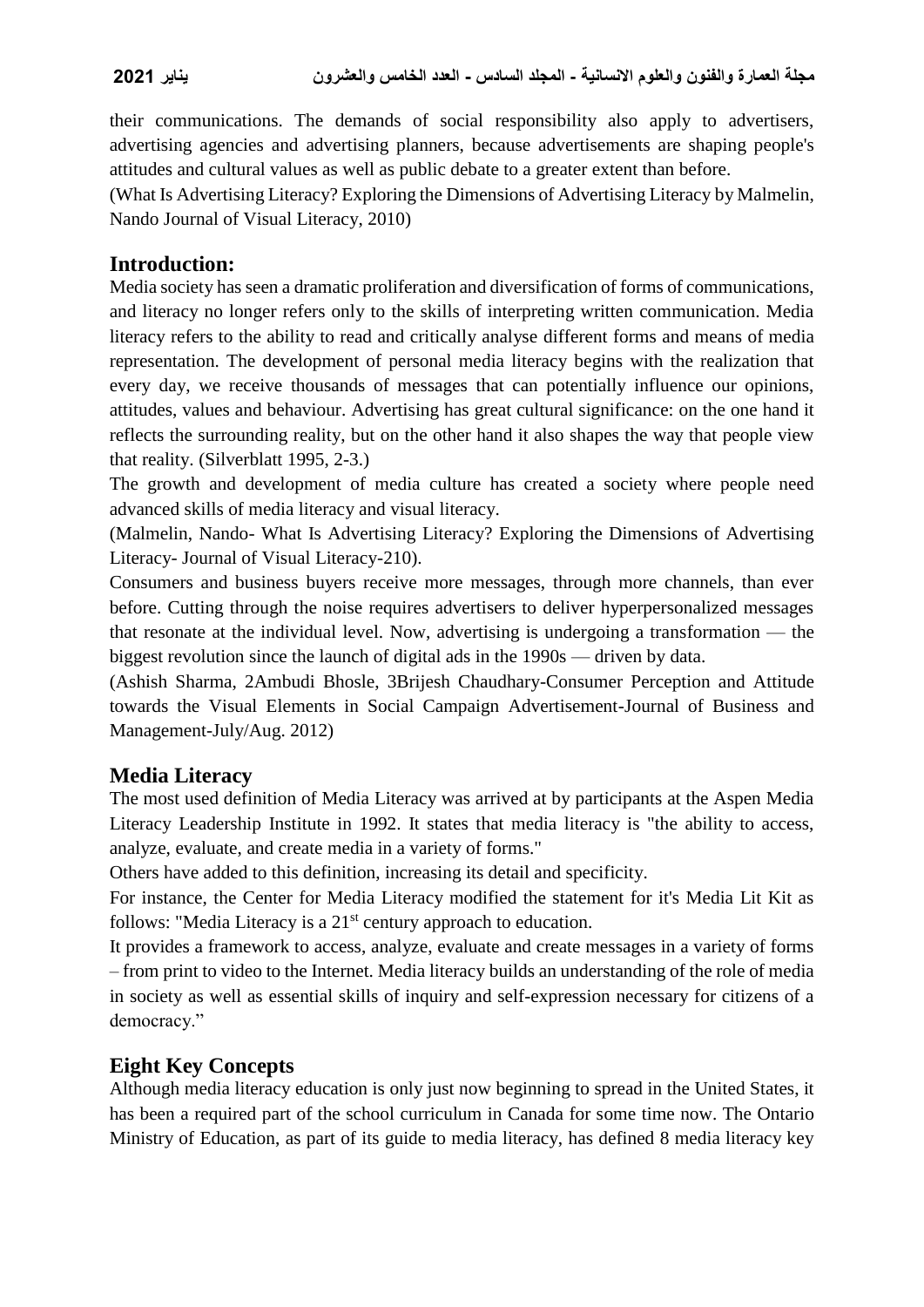their communications. The demands of social responsibility also apply to advertisers, advertising agencies and advertising planners, because advertisements are shaping people's attitudes and cultural values as well as public debate to a greater extent than before.

(What Is Advertising Literacy? Exploring the Dimensions of Advertising Literacy by Malmelin, Nando Journal of Visual Literacy, 2010)

## Introduction:

Media society has seen a dramatic proliferation and diversification of forms of communications, and literacy no longer refers only to the skills of interpreting written communication. Media literacy refers to the ability to read and critically analyse different forms and means of media representation. The development of personal media literacy begins with the realization that every day, we receive thousands of messages that can potentially influence our opinions, attitudes, values and behaviour. Advertising has great cultural significance: on the one hand it reflects the surrounding reality, but on the other hand it also shapes the way that people view that reality. (Silverblatt 1995, 2-3.)

The growth and development of media culture has created a society where people need advanced skills of media literacy and visual literacy.

(Malmelin, Nando- What Is Advertising Literacy? Exploring the Dimensions of Advertising Literacy- Journal of Visual Literacy-210).

Consumers and business buyers receive more messages, through more channels, than ever before. Cutting through the noise requires advertisers to deliver hyperpersonalized messages that resonate at the individual level. Now, advertising is undergoing a transformation — the biggest revolution since the launch of digital ads in the 1990s — driven by data.

(Ashish Sharma, 2Ambudi Bhosle, 3Brijesh Chaudhary-Consumer Perception and Attitude towards the Visual Elements in Social Campaign Advertisement-Journal of Business and Management-July/Aug. 2012)

## Media Literacy

The most used definition of Media Literacy was arrived at by participants at the Aspen Media Literacy Leadership Institute in 1992. It states that media literacy is "the ability to access, analyze, evaluate, and create media in a variety of forms."

Others have added to this definition, increasing its detail and specificity.

For instance, the Center for Media Literacy modified the statement for it's Media Lit Kit as follows: "Media Literacy is a 21st century approach to education.

It provides a framework to access, analyze, evaluate and create messages in a variety of forms – from print to video to the Internet. Media literacy builds an understanding of the role of media in society as well as essential skills of inquiry and self-expression necessary for citizens of a democracy."

## Eight Key Concepts

Although media literacy education is only just now beginning to spread in the United States, it has been a required part of the school curriculum in Canada for some time now. The Ontario Ministry of Education, as part of its guide to media literacy, has defined 8 media literacy key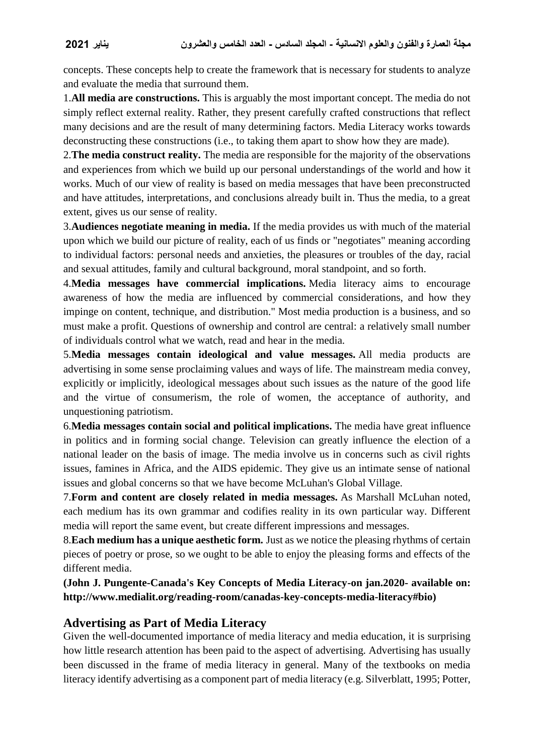concepts. These concepts help to create the framework that is necessary for students to analyze and evaluate the media that surround them.

1.**All media are constructions.** This is arguably the most important concept. The media do not simply reflect external reality. Rather, they present carefully crafted constructions that reflect many decisions and are the result of many determining factors. Media Literacy works towards deconstructing these constructions (i.e., to taking them apart to show how they are made).

2.**The media construct reality.** The media are responsible for the majority of the observations and experiences from which we build up our personal understandings of the world and how it works. Much of our view of reality is based on media messages that have been preconstructed and have attitudes, interpretations, and conclusions already built in. Thus the media, to a great extent, gives us our sense of reality.

3.**Audiences negotiate meaning in media.** If the media provides us with much of the material upon which we build our picture of reality, each of us finds or "negotiates" meaning according to individual factors: personal needs and anxieties, the pleasures or troubles of the day, racial and sexual attitudes, family and cultural background, moral standpoint, and so forth.

4.**Media messages have commercial implications.** Media literacy aims to encourage awareness of how the media are influenced by commercial considerations, and how they impinge on content, technique, and distribution." Most media production is a business, and so must make a profit. Questions of ownership and control are central: a relatively small number of individuals control what we watch, read and hear in the media.

5.**Media messages contain ideological and value messages.** All media products are advertising in some sense proclaiming values and ways of life. The mainstream media convey, explicitly or implicitly, ideological messages about such issues as the nature of the good life and the virtue of consumerism, the role of women, the acceptance of authority, and unquestioning patriotism.

6.**Media messages contain social and political implications.** The media have great influence in politics and in forming social change. Television can greatly influence the election of a national leader on the basis of image. The media involve us in concerns such as civil rights issues, famines in Africa, and the AIDS epidemic. They give us an intimate sense of national issues and global concerns so that we have become McLuhan's Global Village.

7.**Form and content are closely related in media messages.** As Marshall McLuhan noted, each medium has its own grammar and codifies reality in its own particular way. Different media will report the same event, but create different impressions and messages.

8.**Each medium has a unique aesthetic form.** Just as we notice the pleasing rhythms of certain pieces of poetry or prose, so we ought to be able to enjoy the pleasing forms and effects of the different media.

**(John J. Pungente-Canada's Key Concepts of Media Literacy-on jan.2020- available on: http://www.medialit.org/reading-room/canadas-key-concepts-media-literacy#bio)**

## Advertising as Part of Media Literacy

Given the well-documented importance of media literacy and media education, it is surprising how little research attention has been paid to the aspect of advertising. Advertising has usually been discussed in the frame of media literacy in general. Many of the textbooks on media literacy identify advertising as a component part of media literacy (e.g. Silverblatt, 1995; Potter,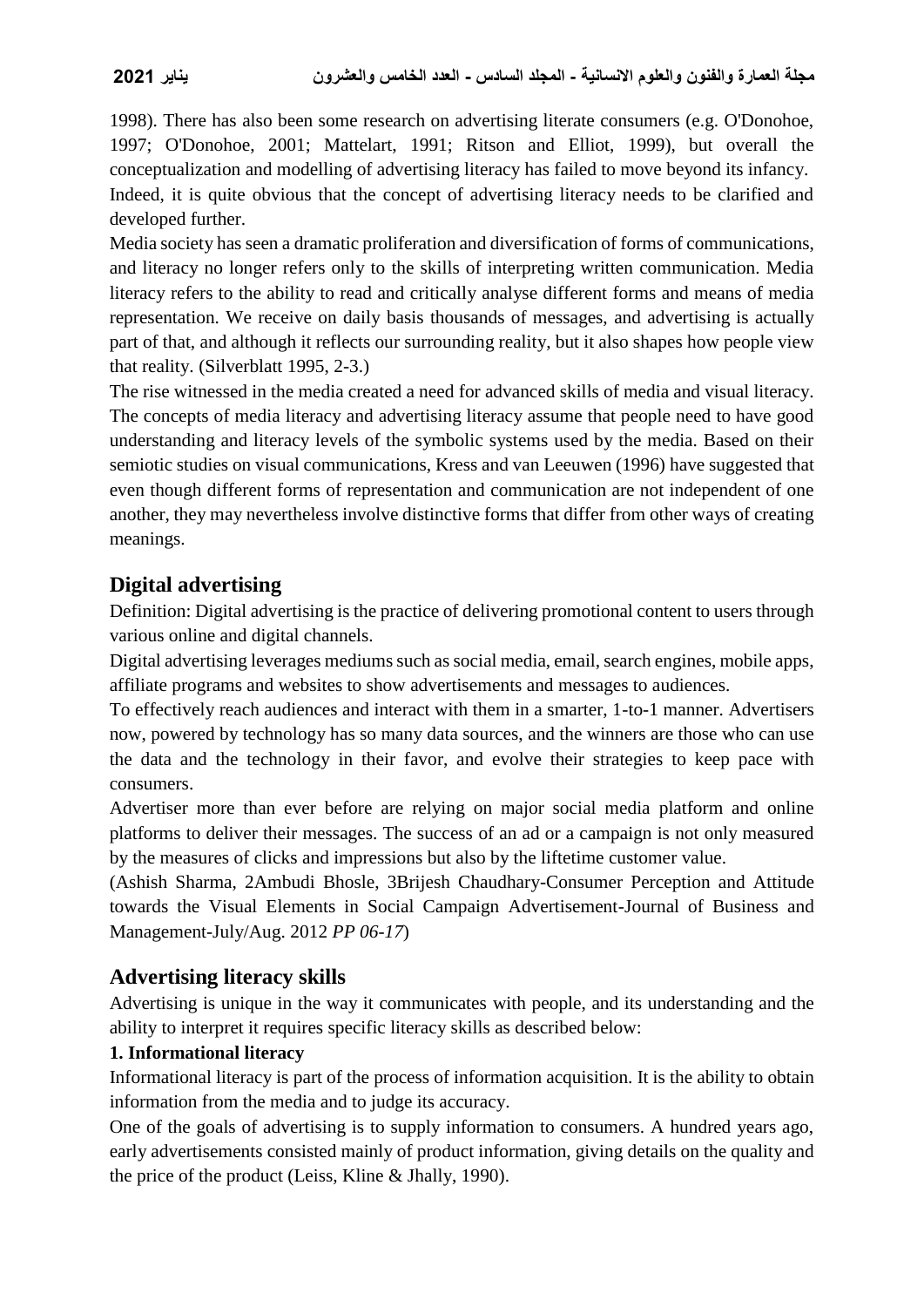1998). There has also been some research on advertising literate consumers (e.g. O'Donohoe, 1997; O'Donohoe, 2001; Mattelart, 1991; Ritson and Elliot, 1999), but overall the conceptualization and modelling of advertising literacy has failed to move beyond its infancy. Indeed, it is quite obvious that the concept of advertising literacy needs to be clarified and developed further.

Media society has seen a dramatic proliferation and diversification of forms of communications, and literacy no longer refers only to the skills of interpreting written communication. Media literacy refers to the ability to read and critically analyse different forms and means of media representation. We receive on daily basis thousands of messages, and advertising is actually part of that, and although it reflects our surrounding reality, but it also shapes how people view that reality. (Silverblatt 1995, 2-3.)

The rise witnessed in the media created a need for advanced skills of media and visual literacy. The concepts of media literacy and advertising literacy assume that people need to have good understanding and literacy levels of the symbolic systems used by the media. Based on their semiotic studies on visual communications, Kress and van Leeuwen (1996) have suggested that even though different forms of representation and communication are not independent of one another, they may nevertheless involve distinctive forms that differ from other ways of creating meanings.

## Digital advertising

Definition: Digital advertising is the practice of delivering promotional content to users through various online and digital channels.

Digital advertising leverages mediums such as social media, email, search engines, mobile apps, affiliate programs and websites to show advertisements and messages to audiences.

To effectively reach audiences and interact with them in a smarter, 1-to-1 manner. Advertisers now, powered by technology has so many data sources, and the winners are those who can use the data and the technology in their favor, and evolve their strategies to keep pace with consumers.

Advertiser more than ever before are relying on major social media platform and online platforms to deliver their messages. The success of an ad or a campaign is not only measured by the measures of clicks and impressions but also by the liftetime customer value.

(Ashish Sharma, 2Ambudi Bhosle, 3Brijesh Chaudhary-Consumer Perception and Attitude towards the Visual Elements in Social Campaign Advertisement-Journal of Business and Management-July/Aug. 2012 *PP 06-17*)

## Advertising literacy skills

Advertising is unique in the way it communicates with people, and its understanding and the ability to interpret it requires specific literacy skills as described below:

**1. Informational literacy**

Informational literacy is part of the process of information acquisition. It is the ability to obtain information from the media and to judge its accuracy.

One of the goals of advertising is to supply information to consumers. A hundred years ago, early advertisements consisted mainly of product information, giving details on the quality and the price of the product (Leiss, Kline & Jhally, 1990).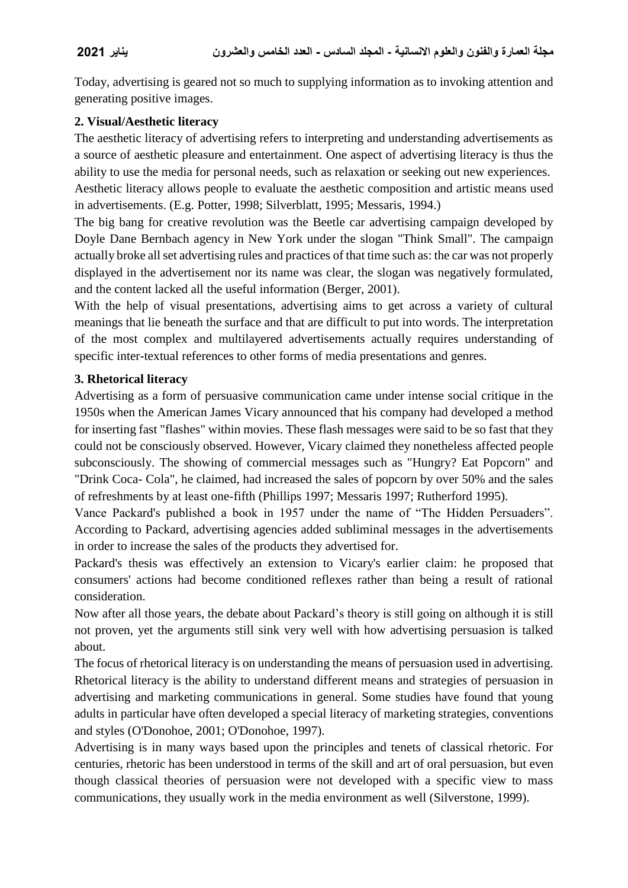Today, advertising is geared not so much to supplying information as to invoking attention and generating positive images.

### 2. Visual/Aesthetic literacy

The aesthetic literacy of advertising refers to interpreting and understanding advertisements as a source of aesthetic pleasure and entertainment. One aspect of advertising literacy is thus the ability to use the media for personal needs, such as relaxation or seeking out new experiences. Aesthetic literacy allows people to evaluate the aesthetic composition and artistic means used in advertisements. (E.g. Potter, 1998; Silverblatt, 1995; Messaris, 1994.)

The big bang for creative revolution was the Beetle car advertising campaign developed by Doyle Dane Bernbach agency in New York under the slogan "Think Small". The campaign actually broke all set advertising rules and practices of that time such as: the car was not properly displayed in the advertisement nor its name was clear, the slogan was negatively formulated, and the content lacked all the useful information (Berger, 2001).

With the help of visual presentations, advertising aims to get across a variety of cultural meanings that lie beneath the surface and that are difficult to put into words. The interpretation of the most complex and multilayered advertisements actually requires understanding of specific inter-textual references to other forms of media presentations and genres.

### 3. Rhetorical literacy

Advertising as a form of persuasive communication came under intense social critique in the 1950s when the American James Vicary announced that his company had developed a method for inserting fast "flashes" within movies. These flash messages were said to be so fast that they could not be consciously observed. However, Vicary claimed they nonetheless affected people subconsciously. The showing of commercial messages such as "Hungry? Eat Popcorn" and "Drink Coca- Cola", he claimed, had increased the sales of popcorn by over 50% and the sales of refreshments by at least one-fifth (Phillips 1997; Messaris 1997; Rutherford 1995).

Vance Packard's published a book in 1957 under the name of "The Hidden Persuaders". According to Packard, advertising agencies added subliminal messages in the advertisements in order to increase the sales of the products they advertised for.

Packard's thesis was effectively an extension to Vicary's earlier claim: he proposed that consumers' actions had become conditioned reflexes rather than being a result of rational consideration.

Now after all those years, the debate about Packard's theory is still going on although it is still not proven, yet the arguments still sink very well with how advertising persuasion is talked about.

The focus of rhetorical literacy is on understanding the means of persuasion used in advertising. Rhetorical literacy is the ability to understand different means and strategies of persuasion in advertising and marketing communications in general. Some studies have found that young adults in particular have often developed a special literacy of marketing strategies, conventions and styles (O'Donohoe, 2001; O'Donohoe, 1997).

Advertising is in many ways based upon the principles and tenets of classical rhetoric. For centuries, rhetoric has been understood in terms of the skill and art of oral persuasion, but even though classical theories of persuasion were not developed with a specific view to mass communications, they usually work in the media environment as well (Silverstone, 1999).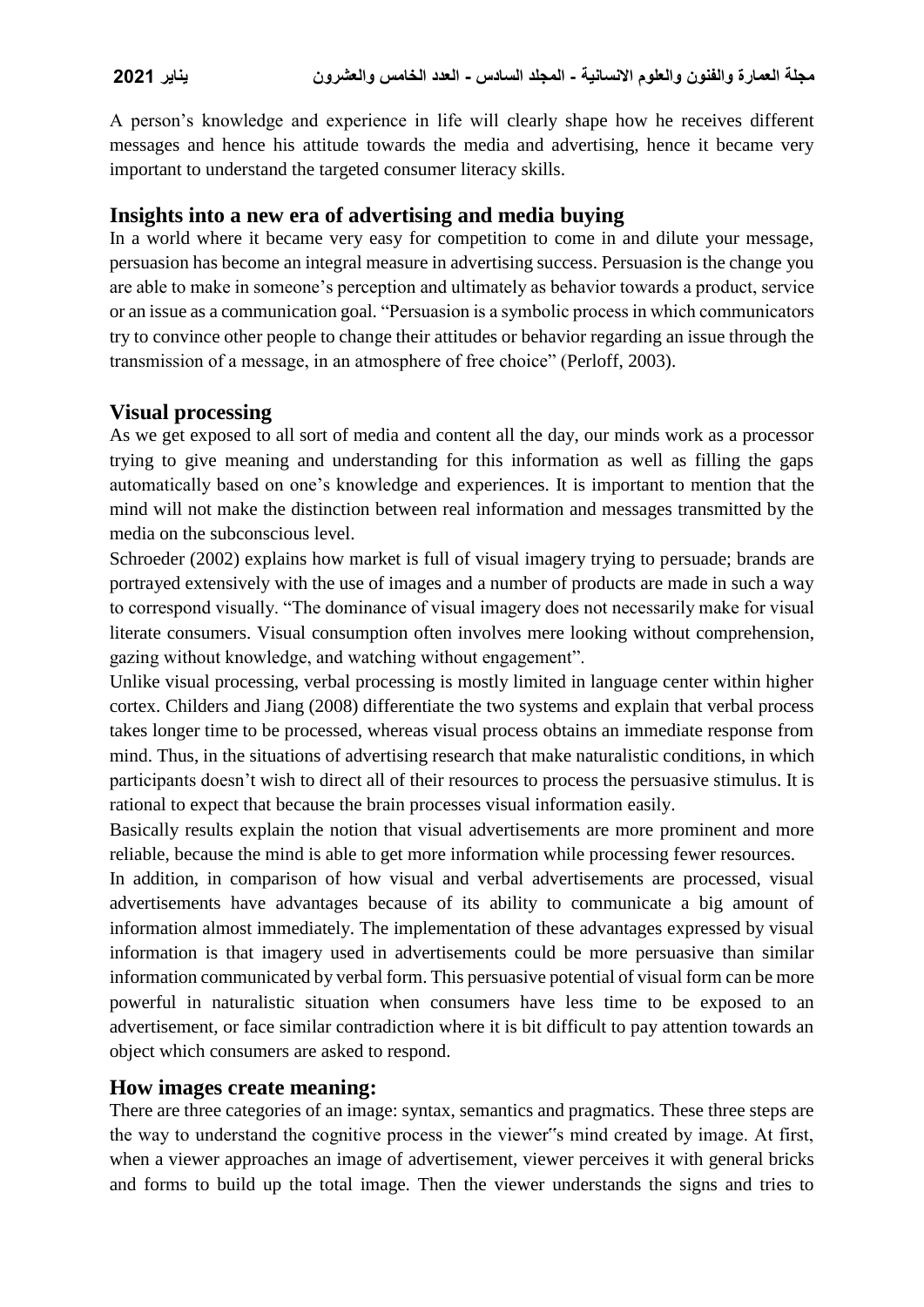A person's knowledge and experience in life will clearly shape how he receives different messages and hence his attitude towards the media and advertising, hence it became very important to understand the targeted consumer literacy skills.

## Insights into a new era of advertising and media buying

In a world where it became very easy for competition to come in and dilute your message, persuasion has become an integral measure in advertising success. Persuasion is the change you are able to make in someone's perception and ultimately as behavior towards a product, service or an issue as a communication goal. "Persuasion is a symbolic process in which communicators try to convince other people to change their attitudes or behavior regarding an issue through the transmission of a message, in an atmosphere of free choice" (Perloff, 2003).

## Visual processing

As we get exposed to all sort of media and content all the day, our minds work as a processor trying to give meaning and understanding for this information as well as filling the gaps automatically based on one's knowledge and experiences. It is important to mention that the mind will not make the distinction between real information and messages transmitted by the media on the subconscious level.

Schroeder (2002) explains how market is full of visual imagery trying to persuade; brands are portrayed extensively with the use of images and a number of products are made in such a way to correspond visually. "The dominance of visual imagery does not necessarily make for visual literate consumers. Visual consumption often involves mere looking without comprehension, gazing without knowledge, and watching without engagement".

Unlike visual processing, verbal processing is mostly limited in language center within higher cortex. Childers and Jiang (2008) differentiate the two systems and explain that verbal process takes longer time to be processed, whereas visual process obtains an immediate response from mind. Thus, in the situations of advertising research that make naturalistic conditions, in which participants doesn't wish to direct all of their resources to process the persuasive stimulus. It is rational to expect that because the brain processes visual information easily.

Basically results explain the notion that visual advertisements are more prominent and more reliable, because the mind is able to get more information while processing fewer resources.

In addition, in comparison of how visual and verbal advertisements are processed, visual advertisements have advantages because of its ability to communicate a big amount of information almost immediately. The implementation of these advantages expressed by visual information is that imagery used in advertisements could be more persuasive than similar information communicated by verbal form. This persuasive potential of visual form can be more powerful in naturalistic situation when consumers have less time to be exposed to an advertisement, or face similar contradiction where it is bit difficult to pay attention towards an object which consumers are asked to respond.

## How images create meaning:

There are three categories of an image: syntax, semantics and pragmatics. These three steps are the way to understand the cognitive process in the viewer"s mind created by image. At first, when a viewer approaches an image of advertisement, viewer perceives it with general bricks and forms to build up the total image. Then the viewer understands the signs and tries to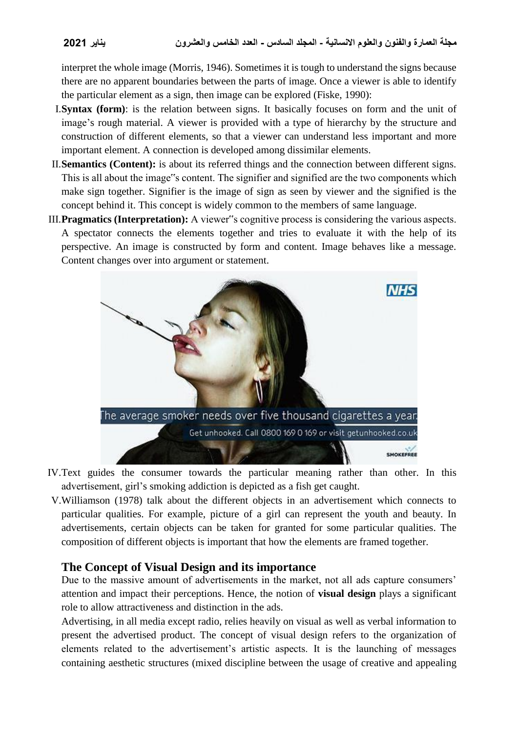interpret the whole image (Morris, 1946). Sometimes it is tough to understand the signs because there are no apparent boundaries between the parts of image. Once a viewer is able to identify the particular element as a sign, then image can be explored (Fiske, 1990):

I. **Syntax (form)**: is the relation between signs. It basically focuses on form and the unit of image's rough material. A viewer is provided with a type of hierarchy by the structure and construction of different elements, so that a viewer can understand less important and more important element. A connection is developed among dissimilar elements.

II. **Semantics (Content):** is about its referred things and the connection between different signs. This is all about the image"s content. The signifier and signified are the two components which make sign together. Signifier is the image of sign as seen by viewer and the signified is the concept behind it. This concept is widely common to the members of same language.

III. **Pragmatics (Interpretation):** A viewer"s cognitive process is considering the various aspects. A spectator connects the elements together and tries to evaluate it with the help of its perspective. An image is constructed by form and content. Image behaves like a message. Content changes over into argument or statement.

IV. Text guides the consumer towards the particular meaning rather than other. In this advertisement, girl's smoking addiction is depicted as a fish get caught.

V. Williamson (1978) talk about the different objects in an advertisement which connects to particular qualities. For example, picture of a girl can represent the youth and beauty. In advertisements, certain objects can be taken for granted for some particular qualities. The composition of different objects is important that how the elements are framed together.

## The Concept of Visual Design and its importance

Due to the massive amount of advertisements in the market, not all ads capture consumers' attention and impact their perceptions. Hence, the notion of **visual design** plays a significant role to allow attractiveness and distinction in the ads.

Advertising, in all media except radio, relies heavily on visual as well as verbal information to present the advertised product. The concept of visual design refers to the organization of elements related to the advertisement's artistic aspects. It is the launching of messages containing aesthetic structures (mixed discipline between the usage of creative and appealing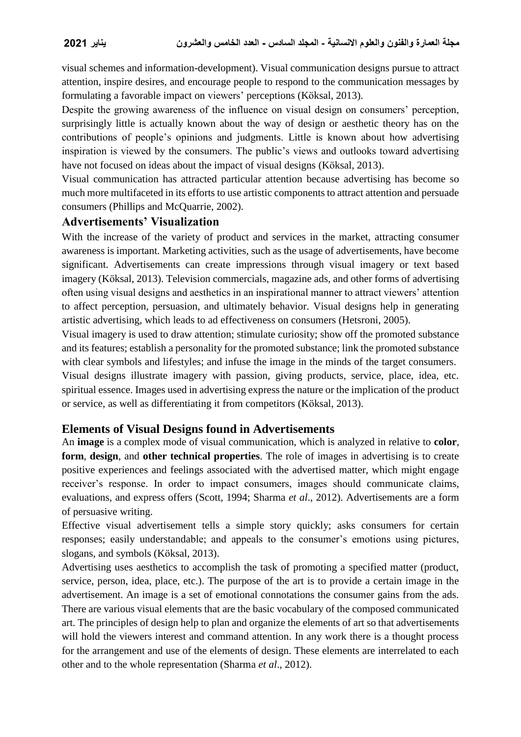visual schemes and information-development). Visual communication designs pursue to attract attention, inspire desires, and encourage people to respond to the communication messages by formulating a favorable impact on viewers' perceptions (Köksal, 2013).

Despite the growing awareness of the influence on visual design on consumers' perception, surprisingly little is actually known about the way of design or aesthetic theory has on the contributions of people's opinions and judgments. Little is known about how advertising inspiration is viewed by the consumers. The public's views and outlooks toward advertising have not focused on ideas about the impact of visual designs (Köksal, 2013).

Visual communication has attracted particular attention because advertising has become so much more multifaceted in its efforts to use artistic components to attract attention and persuade consumers (Phillips and McQuarrie, 2002).

## Advertisements' Visualization

With the increase of the variety of product and services in the market, attracting consumer awareness is important. Marketing activities, such as the usage of advertisements, have become significant. Advertisements can create impressions through visual imagery or text based imagery (Köksal, 2013). Television commercials, magazine ads, and other forms of advertising often using visual designs and aesthetics in an inspirational manner to attract viewers' attention to affect perception, persuasion, and ultimately behavior. Visual designs help in generating artistic advertising, which leads to ad effectiveness on consumers (Hetsroni, 2005).

Visual imagery is used to draw attention; stimulate curiosity; show off the promoted substance and its features; establish a personality for the promoted substance; link the promoted substance with clear symbols and lifestyles; and infuse the image in the minds of the target consumers.

Visual designs illustrate imagery with passion, giving products, service, place, idea, etc. spiritual essence. Images used in advertising express the nature or the implication of the product or service, as well as differentiating it from competitors (Köksal, 2013).

## Elements of Visual Designs found in Advertisements

An **image** is a complex mode of visual communication, which is analyzed in relative to **color**, **form**, **design**, and **other technical properties**. The role of images in advertising is to create positive experiences and feelings associated with the advertised matter, which might engage receiver's response. In order to impact consumers, images should communicate claims, evaluations, and express offers (Scott, 1994; Sharma *et al*., 2012). Advertisements are a form of persuasive writing.

Effective visual advertisement tells a simple story quickly; asks consumers for certain responses; easily understandable; and appeals to the consumer's emotions using pictures, slogans, and symbols (Köksal, 2013).

Advertising uses aesthetics to accomplish the task of promoting a specified matter (product, service, person, idea, place, etc.). The purpose of the art is to provide a certain image in the advertisement. An image is a set of emotional connotations the consumer gains from the ads. There are various visual elements that are the basic vocabulary of the composed communicated art. The principles of design help to plan and organize the elements of art so that advertisements will hold the viewers interest and command attention. In any work there is a thought process for the arrangement and use of the elements of design. These elements are interrelated to each other and to the whole representation (Sharma *et al*., 2012).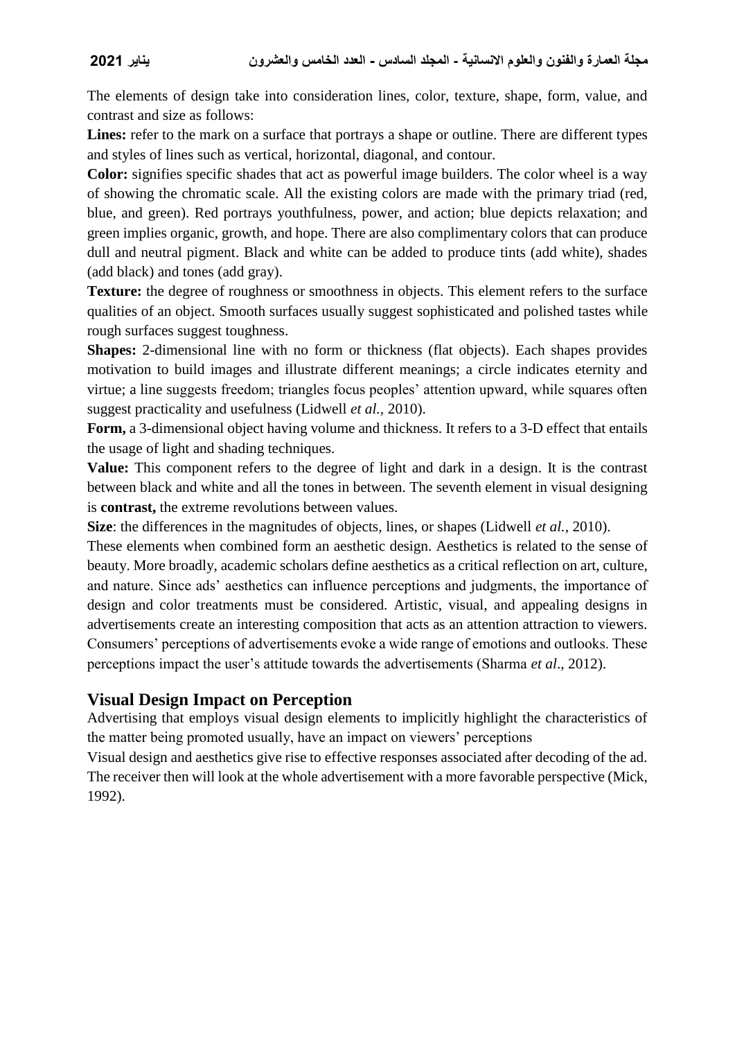The elements of design take into consideration lines, color, texture, shape, form, value, and contrast and size as follows:

**Lines:** refer to the mark on a surface that portrays a shape or outline. There are different types and styles of lines such as vertical, horizontal, diagonal, and contour.

**Color:** signifies specific shades that act as powerful image builders. The color wheel is a way of showing the chromatic scale. All the existing colors are made with the primary triad (red, blue, and green). Red portrays youthfulness, power, and action; blue depicts relaxation; and green implies organic, growth, and hope. There are also complimentary colors that can produce dull and neutral pigment. Black and white can be added to produce tints (add white), shades (add black) and tones (add gray).

**Texture:** the degree of roughness or smoothness in objects. This element refers to the surface qualities of an object. Smooth surfaces usually suggest sophisticated and polished tastes while rough surfaces suggest toughness.

**Shapes:** 2-dimensional line with no form or thickness (flat objects). Each shapes provides motivation to build images and illustrate different meanings; a circle indicates eternity and virtue; a line suggests freedom; triangles focus peoples' attention upward, while squares often suggest practicality and usefulness (Lidwell *et al.*, 2010).

**Form,** a 3-dimensional object having volume and thickness. It refers to a 3-D effect that entails the usage of light and shading techniques.

**Value:** This component refers to the degree of light and dark in a design. It is the contrast between black and white and all the tones in between. The seventh element in visual designing is **contrast,** the extreme revolutions between values.

**Size**: the differences in the magnitudes of objects, lines, or shapes (Lidwell *et al.*, 2010).

These elements when combined form an aesthetic design. Aesthetics is related to the sense of beauty. More broadly, academic scholars define aesthetics as a critical reflection on art, culture, and nature. Since ads' aesthetics can influence perceptions and judgments, the importance of design and color treatments must be considered. Artistic, visual, and appealing designs in advertisements create an interesting composition that acts as an attention attraction to viewers. Consumers' perceptions of advertisements evoke a wide range of emotions and outlooks. These perceptions impact the user's attitude towards the advertisements (Sharma *et al*., 2012).

## Visual Design Impact on Perception

Advertising that employs visual design elements to implicitly highlight the characteristics of the matter being promoted usually, have an impact on viewers' perceptions

Visual design and aesthetics give rise to effective responses associated after decoding of the ad. The receiver then will look at the whole advertisement with a more favorable perspective (Mick, 1992).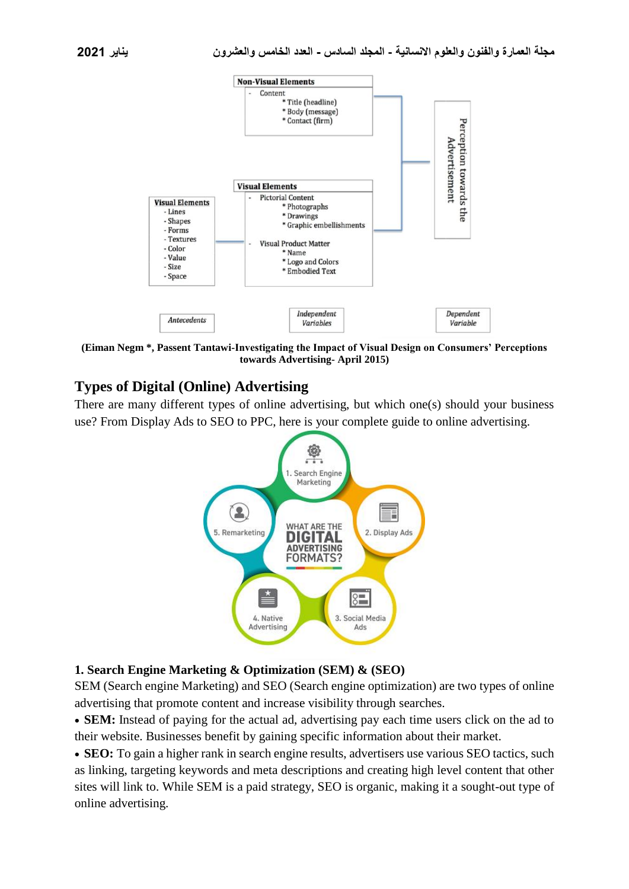(Eiman Negm *, Passent Tantawi-Investigating the Impact of Visual Design on Consumers' Perceptions towards Advertising- April 2015)

## Types of Digital (Online) Advertising

There are many different types of online advertising, but which one(s) should your business use? From Display Ads to SEO to PPC, here is your complete guide to online advertising.

### 1. Search Engine Marketing & Optimization (SEM) & (SEO)

SEM (Search engine Marketing) and SEO (Search engine optimization) are two types of online advertising that promote content and increase visibility through searches.

- **SEM:** Instead of paying for the actual ad, advertising pay each time users click on the ad to their website. Businesses benefit by gaining specific information about their market.
- **SEO:** To gain a higher rank in search engine results, advertisers use various SEO tactics, such as linking, targeting keywords and meta descriptions and creating high level content that other sites will link to. While SEM is a paid strategy, SEO is organic, making it a sought-out type of online advertising.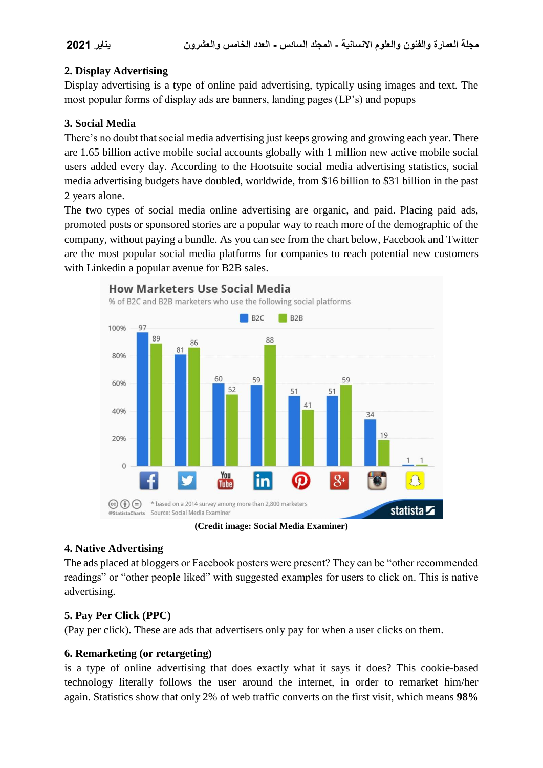## 2. Display Advertising

Display advertising is a type of online paid advertising, typically using images and text. The most popular forms of display ads are banners, landing pages (LP's) and popups

## 3. Social Media

There's no doubt that social media advertising just keeps growing and growing each year. There are 1.65 billion active mobile social accounts globally with 1 million new active mobile social users added every day. According to the Hootsuite social media advertising statistics, social media advertising budgets have doubled, worldwide, from $16 billion to $31 billion in the past 2 years alone.

The two types of social media online advertising are organic, and paid. Placing paid ads, promoted posts or sponsored stories are a popular way to reach more of the demographic of the company, without paying a bundle. As you can see from the chart below, Facebook and Twitter are the most popular social media platforms for companies to reach potential new customers with Linkedin a popular avenue for B2B sales.

**How Marketers Use Social Media**

% of B2C and B2B marketers who use the following social platforms

| Platform | B2C | B2B |
|---|---|---|
| Facebook | 97 | 89 |
| Twitter | 81 | 86 |
| YouTube | 60 | 52 |
| LinkedIn | 59 | 88 |
| Pinterest | 51 | 41 |
| Google+ | 51 | 59 |
| Instagram | 34 | 19 |
| Snapchat | 1 | 1 |

\* based on a 2014 survey among more than 2,800 marketers. Source: Social Media Examiner

**(Credit image: Social Media Examiner)**

## 4. Native Advertising

The ads placed at bloggers or Facebook posters were present? They can be "other recommended readings" or "other people liked" with suggested examples for users to click on. This is native advertising.

## 5. Pay Per Click (PPC)

(Pay per click). These are ads that advertisers only pay for when a user clicks on them.

## 6. Remarketing (or retargeting)

is a type of online advertising that does exactly what it says it does? This cookie-based technology literally follows the user around the internet, in order to remarket him/her again. Statistics show that only 2% of web traffic converts on the first visit, which means **98%**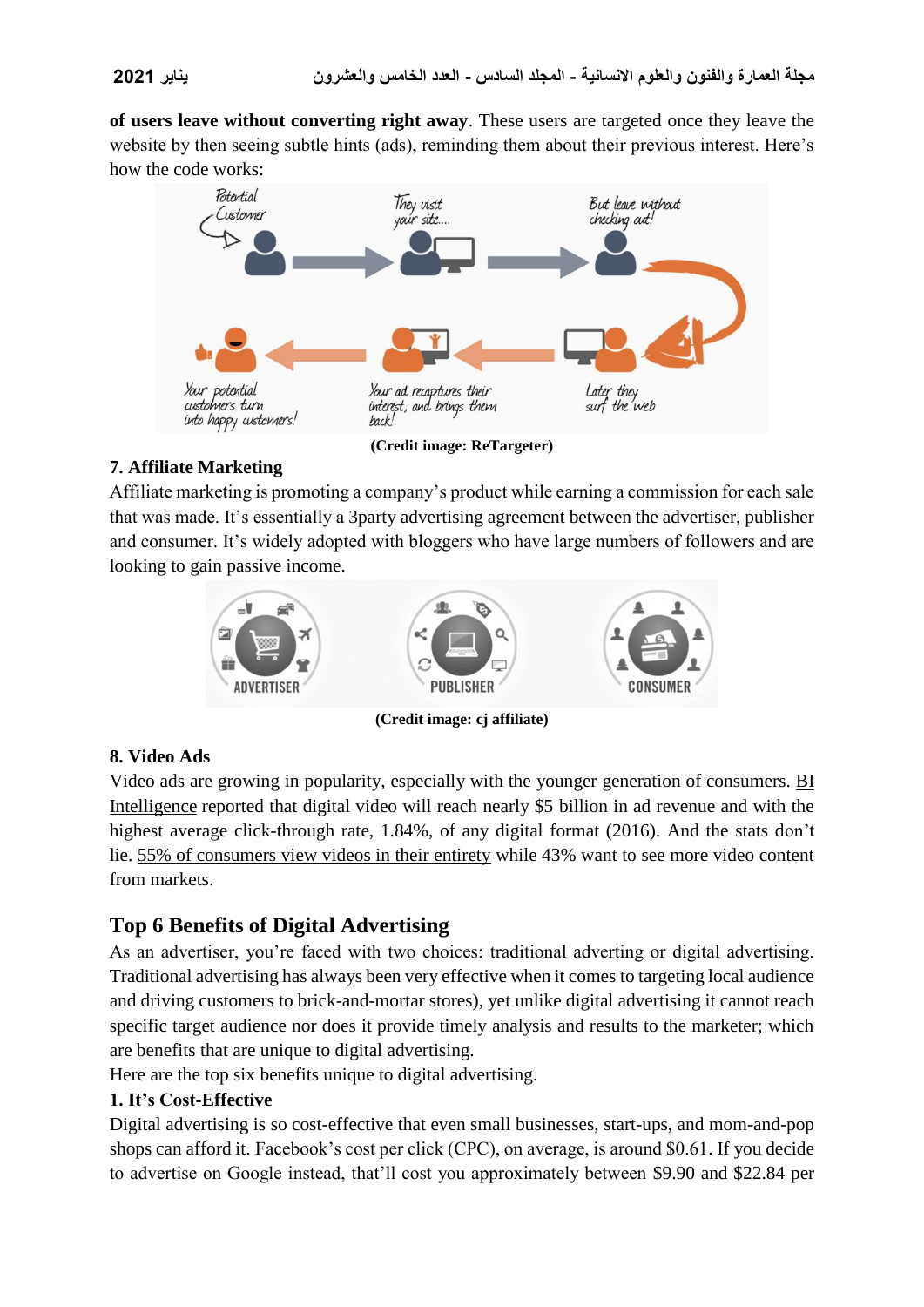**of users leave without converting right away**. These users are targeted once they leave the website by then seeing subtle hints (ads), reminding them about their previous interest. Here's how the code works:

(Credit image: ReTargeter)

### 7. Affiliate Marketing

Affiliate marketing is promoting a company's product while earning a commission for each sale that was made. It's essentially a 3party advertising agreement between the advertiser, publisher and consumer. It's widely adopted with bloggers who have large numbers of followers and are looking to gain passive income.

(Credit image: cj affiliate)

### 8. Video Ads

Video ads are growing in popularity, especially with the younger generation of consumers. BI Intelligence reported that digital video will reach nearly $5 billion in ad revenue and with the highest average click-through rate, 1.84%, of any digital format (2016). And the stats don't lie. 55% of consumers view videos in their entirety while 43% want to see more video content from markets.

## Top 6 Benefits of Digital Advertising

As an advertiser, you're faced with two choices: traditional adverting or digital advertising. Traditional advertising has always been very effective when it comes to targeting local audience and driving customers to brick-and-mortar stores), yet unlike digital advertising it cannot reach specific target audience nor does it provide timely analysis and results to the marketer; which are benefits that are unique to digital advertising.

Here are the top six benefits unique to digital advertising.

### 1. It's Cost-Effective

Digital advertising is so cost-effective that even small businesses, start-ups, and mom-and-pop shops can afford it. Facebook's cost per click (CPC), on average, is around $0.61. If you decide to advertise on Google instead, that'll cost you approximately between $9.90 and $22.84 per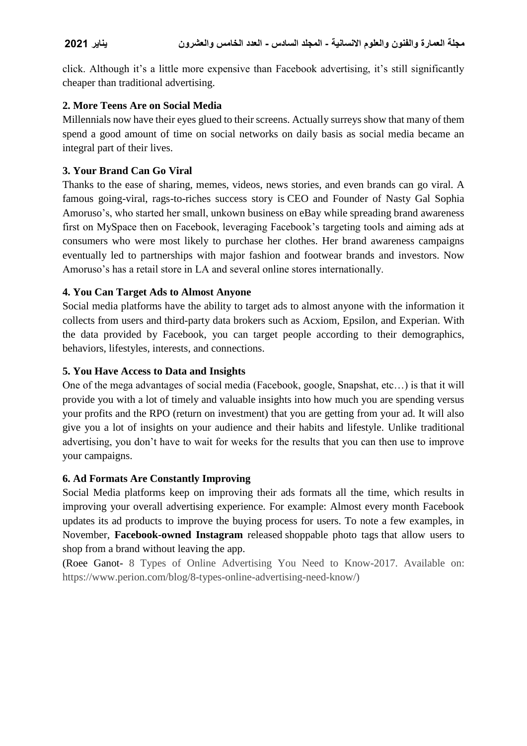click. Although it's a little more expensive than Facebook advertising, it's still significantly cheaper than traditional advertising.

**2. More Teens Are on Social Media**

Millennials now have their eyes glued to their screens. Actually surreys show that many of them spend a good amount of time on social networks on daily basis as social media became an integral part of their lives.

**3. Your Brand Can Go Viral**

Thanks to the ease of sharing, memes, videos, news stories, and even brands can go viral. A famous going-viral, rags-to-riches success story is CEO and Founder of Nasty Gal Sophia Amoruso's, who started her small, unkown business on eBay while spreading brand awareness first on MySpace then on Facebook, leveraging Facebook's targeting tools and aiming ads at consumers who were most likely to purchase her clothes. Her brand awareness campaigns eventually led to partnerships with major fashion and footwear brands and investors. Now Amoruso's has a retail store in LA and several online stores internationally.

**4. You Can Target Ads to Almost Anyone**

Social media platforms have the ability to target ads to almost anyone with the information it collects from users and third-party data brokers such as Acxiom, Epsilon, and Experian. With the data provided by Facebook, you can target people according to their demographics, behaviors, lifestyles, interests, and connections.

**5. You Have Access to Data and Insights**

One of the mega advantages of social media (Facebook, google, Snapshat, etc…) is that it will provide you with a lot of timely and valuable insights into how much you are spending versus your profits and the RPO (return on investment) that you are getting from your ad. It will also give you a lot of insights on your audience and their habits and lifestyle. Unlike traditional advertising, you don't have to wait for weeks for the results that you can then use to improve your campaigns.

**6. Ad Formats Are Constantly Improving**

Social Media platforms keep on improving their ads formats all the time, which results in improving your overall advertising experience. For example: Almost every month Facebook updates its ad products to improve the buying process for users. To note a few examples, in November, **Facebook-owned Instagram** released shoppable photo tags that allow users to shop from a brand without leaving the app.

(Roee Ganot- 8 Types of Online Advertising You Need to Know-2017. Available on: https://www.perion.com/blog/8-types-online-advertising-need-know/)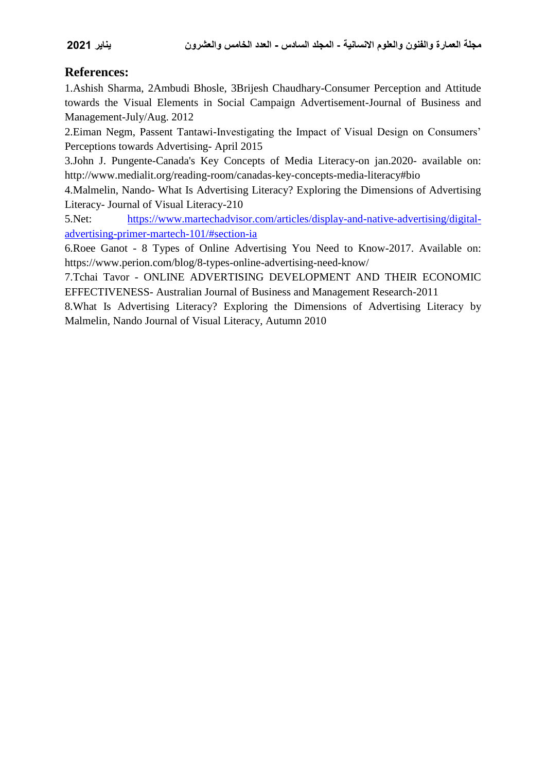## References:

1.Ashish Sharma, 2Ambudi Bhosle, 3Brijesh Chaudhary-Consumer Perception and Attitude towards the Visual Elements in Social Campaign Advertisement-Journal of Business and Management-July/Aug. 2012

2.Eiman Negm, Passent Tantawi-Investigating the Impact of Visual Design on Consumers' Perceptions towards Advertising- April 2015

3.John J. Pungente-Canada's Key Concepts of Media Literacy-on jan.2020- available on: http://www.medialit.org/reading-room/canadas-key-concepts-media-literacy#bio

4.Malmelin, Nando- What Is Advertising Literacy? Exploring the Dimensions of Advertising Literacy- Journal of Visual Literacy-210

5.Net: https://www.martechadvisor.com/articles/display-and-native-advertising/digital-advertising-primer-martech-101/#section-ia

6.Roee Ganot - 8 Types of Online Advertising You Need to Know-2017. Available on: https://www.perion.com/blog/8-types-online-advertising-need-know/

7.Tchai Tavor - ONLINE ADVERTISING DEVELOPMENT AND THEIR ECONOMIC EFFECTIVENESS- Australian Journal of Business and Management Research-2011

8.What Is Advertising Literacy? Exploring the Dimensions of Advertising Literacy by Malmelin, Nando Journal of Visual Literacy, Autumn 2010